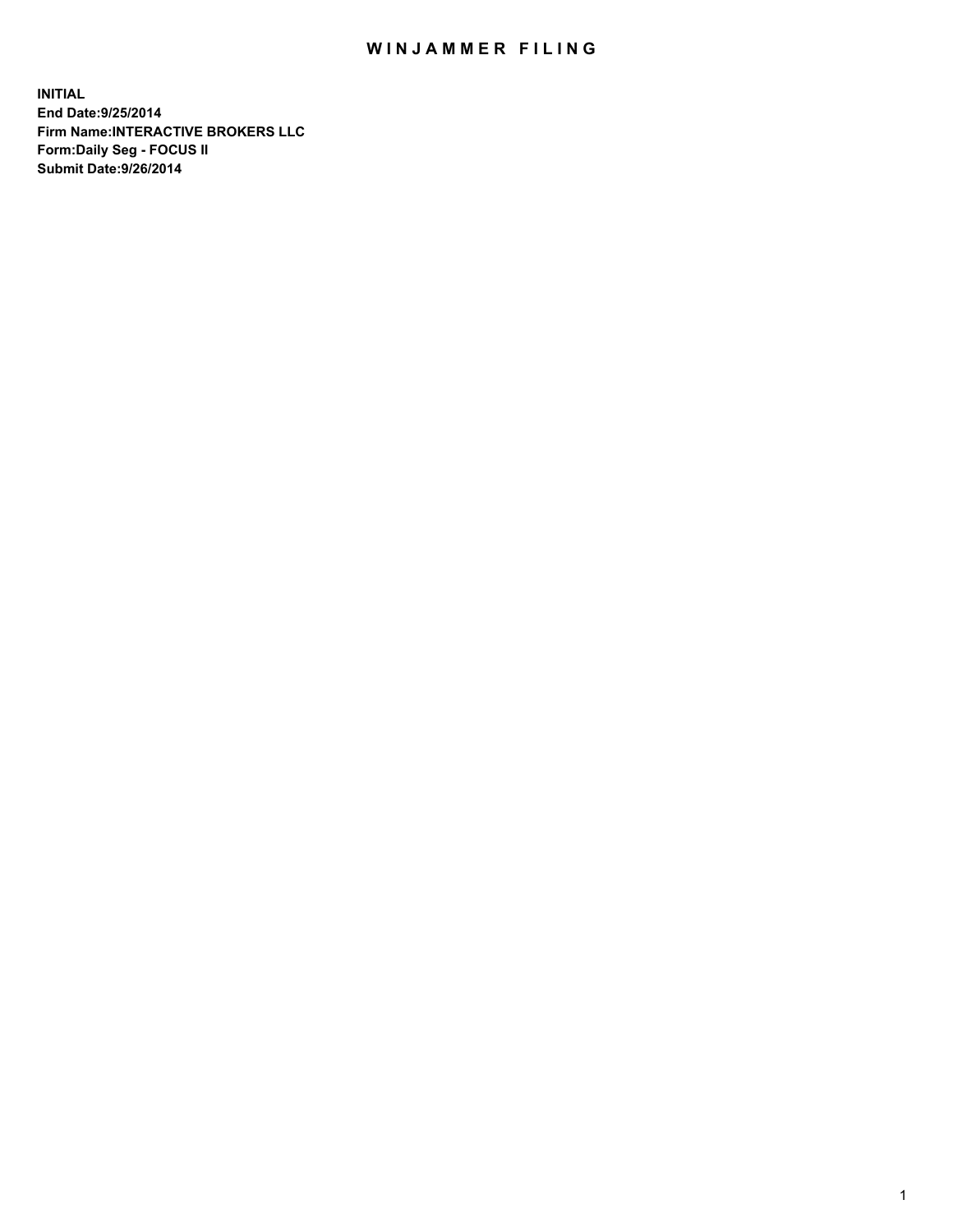# WINJAMMER FILING

**INITIAL**
**End Date:9/25/2014**
**Firm Name:INTERACTIVE BROKERS LLC**
**Form:Daily Seg - FOCUS II**
**Submit Date:9/26/2014**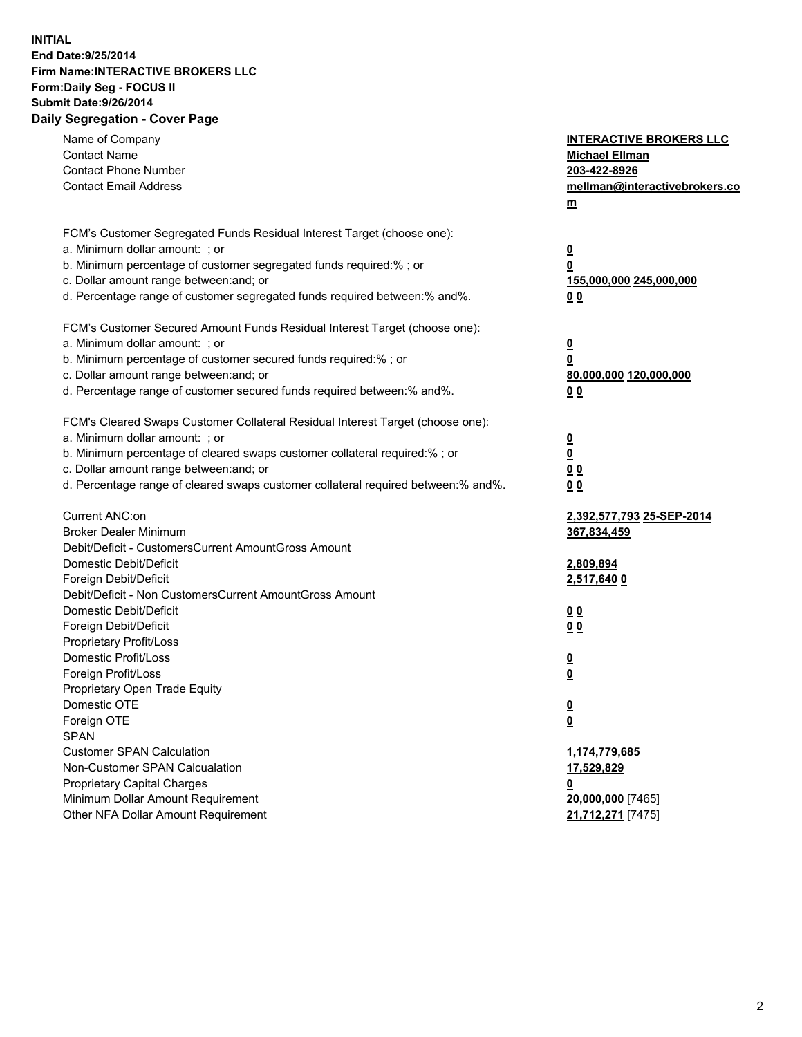**INITIAL**
**End Date:9/25/2014**
**Firm Name:INTERACTIVE BROKERS LLC**
**Form:Daily Seg - FOCUS II**
**Submit Date:9/26/2014**

## Daily Segregation - Cover Page

| | |
|---|---|
| Name of Company | **INTERACTIVE BROKERS LLC** |
| Contact Name | **Michael Ellman** |
| Contact Phone Number | **203-422-8926** |
| Contact Email Address | **mellman@interactivebrokers.com** |
| | |
| FCM's Customer Segregated Funds Residual Interest Target (choose one): | |
| a. Minimum dollar amount: ; or | **0** |
| b. Minimum percentage of customer segregated funds required:% ; or | **0** |
| c. Dollar amount range between:and; or | **155,000,000 245,000,000** |
| d. Percentage range of customer segregated funds required between:% and%. | **0 0** |
| | |
| FCM's Customer Secured Amount Funds Residual Interest Target (choose one): | |
| a. Minimum dollar amount: ; or | **0** |
| b. Minimum percentage of customer secured funds required:% ; or | **0** |
| c. Dollar amount range between:and; or | **80,000,000 120,000,000** |
| d. Percentage range of customer secured funds required between:% and%. | **0 0** |
| | |
| FCM's Cleared Swaps Customer Collateral Residual Interest Target (choose one): | |
| a. Minimum dollar amount: ; or | **0** |
| b. Minimum percentage of cleared swaps customer collateral required:% ; or | **0** |
| c. Dollar amount range between:and; or | **0 0** |
| d. Percentage range of cleared swaps customer collateral required between:% and%. | **0 0** |
| | |
| Current ANC:on | **2,392,577,793 25-SEP-2014** |
| Broker Dealer Minimum | **367,834,459** |
| Debit/Deficit - CustomersCurrent AmountGross Amount | |
| Domestic Debit/Deficit | **2,809,894** |
| Foreign Debit/Deficit | **2,517,640 0** |
| Debit/Deficit - Non CustomersCurrent AmountGross Amount | |
| Domestic Debit/Deficit | **0 0** |
| Foreign Debit/Deficit | **0 0** |
| Proprietary Profit/Loss | |
| Domestic Profit/Loss | **0** |
| Foreign Profit/Loss | **0** |
| Proprietary Open Trade Equity | |
| Domestic OTE | **0** |
| Foreign OTE | **0** |
| SPAN | |
| Customer SPAN Calculation | **1,174,779,685** |
| Non-Customer SPAN Calcualation | **17,529,829** |
| Proprietary Capital Charges | **0** |
| Minimum Dollar Amount Requirement | **20,000,000** [7465] |
| Other NFA Dollar Amount Requirement | **21,712,271** [7475] |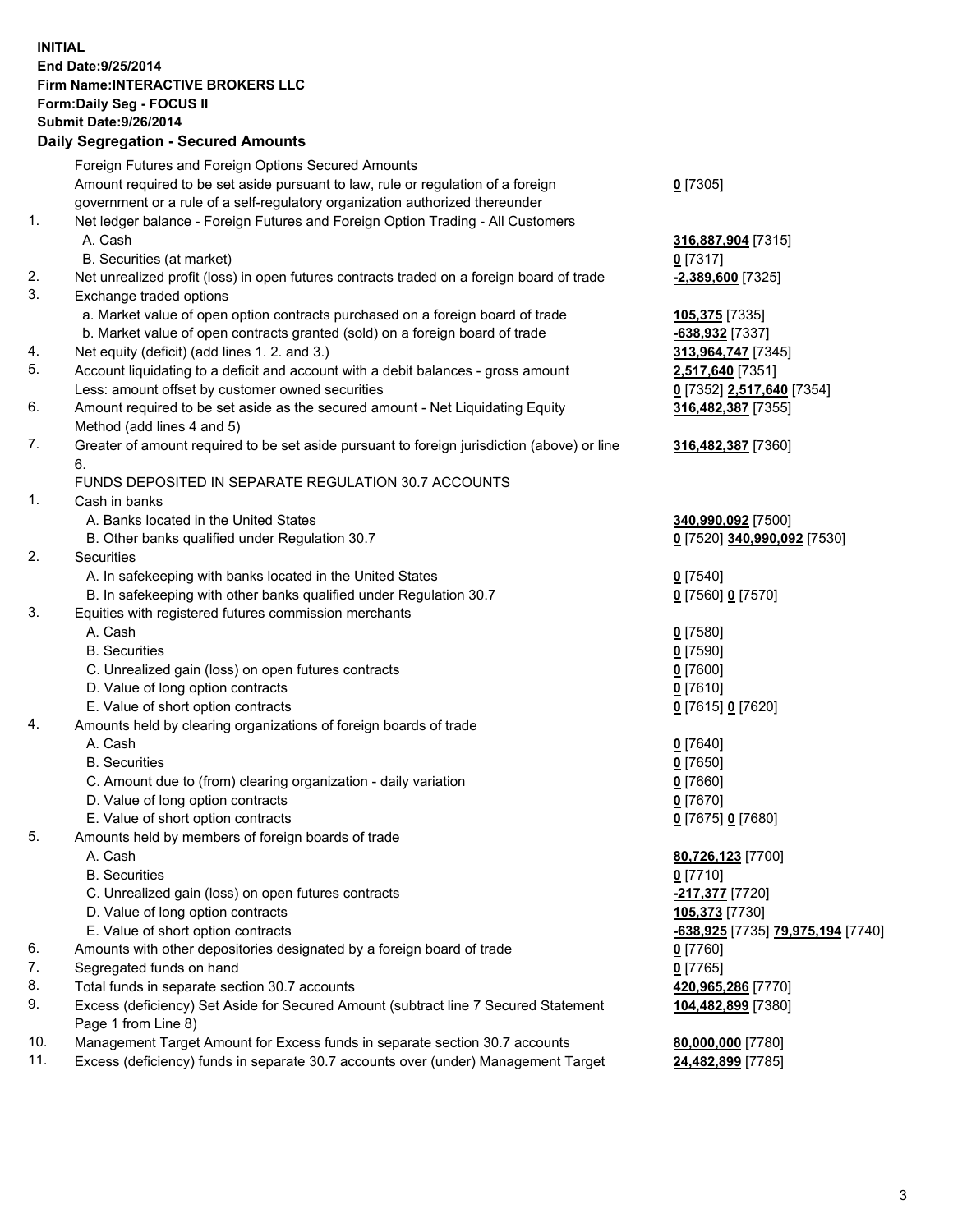**INITIAL**
**End Date:9/25/2014**
**Firm Name:INTERACTIVE BROKERS LLC**
**Form:Daily Seg - FOCUS II**
**Submit Date:9/26/2014**

## Daily Segregation - Secured Amounts

| | | |
|---|---|---|
| | Foreign Futures and Foreign Options Secured Amounts | |
| | Amount required to be set aside pursuant to law, rule or regulation of a foreign government or a rule of a self-regulatory organization authorized thereunder | **0** [7305] |
| 1. | Net ledger balance - Foreign Futures and Foreign Option Trading - All Customers | |
| | A. Cash | **316,887,904** [7315] |
| | B. Securities (at market) | **0** [7317] |
| 2. | Net unrealized profit (loss) in open futures contracts traded on a foreign board of trade | **-2,389,600** [7325] |
| 3. | Exchange traded options | |
| | a. Market value of open option contracts purchased on a foreign board of trade | **105,375** [7335] |
| | b. Market value of open contracts granted (sold) on a foreign board of trade | **-638,932** [7337] |
| 4. | Net equity (deficit) (add lines 1. 2. and 3.) | **313,964,747** [7345] |
| 5. | Account liquidating to a deficit and account with a debit balances - gross amount | **2,517,640** [7351] |
| | Less: amount offset by customer owned securities | **0** [7352] **2,517,640** [7354] |
| 6. | Amount required to be set aside as the secured amount - Net Liquidating Equity Method (add lines 4 and 5) | **316,482,387** [7355] |
| 7. | Greater of amount required to be set aside pursuant to foreign jurisdiction (above) or line 6. | **316,482,387** [7360] |
| | FUNDS DEPOSITED IN SEPARATE REGULATION 30.7 ACCOUNTS | |
| 1. | Cash in banks | |
| | A. Banks located in the United States | **340,990,092** [7500] |
| | B. Other banks qualified under Regulation 30.7 | **0** [7520] **340,990,092** [7530] |
| 2. | Securities | |
| | A. In safekeeping with banks located in the United States | **0** [7540] |
| | B. In safekeeping with other banks qualified under Regulation 30.7 | **0** [7560] **0** [7570] |
| 3. | Equities with registered futures commission merchants | |
| | A. Cash | **0** [7580] |
| | B. Securities | **0** [7590] |
| | C. Unrealized gain (loss) on open futures contracts | **0** [7600] |
| | D. Value of long option contracts | **0** [7610] |
| | E. Value of short option contracts | **0** [7615] **0** [7620] |
| 4. | Amounts held by clearing organizations of foreign boards of trade | |
| | A. Cash | **0** [7640] |
| | B. Securities | **0** [7650] |
| | C. Amount due to (from) clearing organization - daily variation | **0** [7660] |
| | D. Value of long option contracts | **0** [7670] |
| | E. Value of short option contracts | **0** [7675] **0** [7680] |
| 5. | Amounts held by members of foreign boards of trade | |
| | A. Cash | **80,726,123** [7700] |
| | B. Securities | **0** [7710] |
| | C. Unrealized gain (loss) on open futures contracts | **-217,377** [7720] |
| | D. Value of long option contracts | **105,373** [7730] |
| | E. Value of short option contracts | **-638,925** [7735] **79,975,194** [7740] |
| 6. | Amounts with other depositories designated by a foreign board of trade | **0** [7760] |
| 7. | Segregated funds on hand | **0** [7765] |
| 8. | Total funds in separate section 30.7 accounts | **420,965,286** [7770] |
| 9. | Excess (deficiency) Set Aside for Secured Amount (subtract line 7 Secured Statement Page 1 from Line 8) | **104,482,899** [7380] |
| 10. | Management Target Amount for Excess funds in separate section 30.7 accounts | **80,000,000** [7780] |
| 11. | Excess (deficiency) funds in separate 30.7 accounts over (under) Management Target | **24,482,899** [7785] |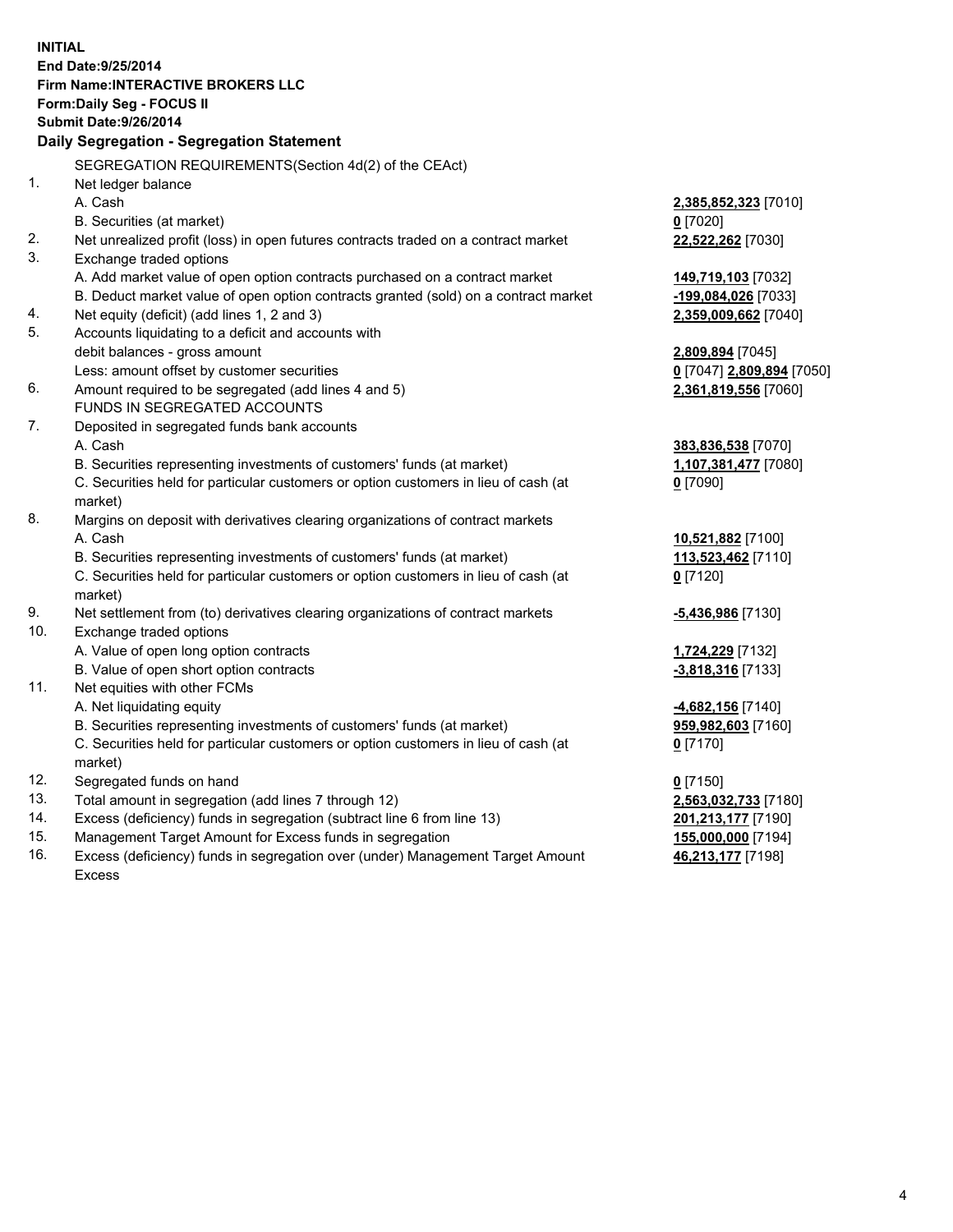**INITIAL**
**End Date:9/25/2014**
**Firm Name:INTERACTIVE BROKERS LLC**
**Form:Daily Seg - FOCUS II**
**Submit Date:9/26/2014**

## Daily Segregation - Segregation Statement

SEGREGATION REQUIREMENTS(Section 4d(2) of the CEAct)

| | | |
|---|---|---|
| 1. | Net ledger balance | |
| | A. Cash | **2,385,852,323** [7010] |
| | B. Securities (at market) | **0** [7020] |
| 2. | Net unrealized profit (loss) in open futures contracts traded on a contract market | **22,522,262** [7030] |
| 3. | Exchange traded options | |
| | A. Add market value of open option contracts purchased on a contract market | **149,719,103** [7032] |
| | B. Deduct market value of open option contracts granted (sold) on a contract market | **-199,084,026** [7033] |
| 4. | Net equity (deficit) (add lines 1, 2 and 3) | **2,359,009,662** [7040] |
| 5. | Accounts liquidating to a deficit and accounts with debit balances - gross amount | **2,809,894** [7045] |
| | Less: amount offset by customer securities | **0** [7047] **2,809,894** [7050] |
| 6. | Amount required to be segregated (add lines 4 and 5) | **2,361,819,556** [7060] |
| | FUNDS IN SEGREGATED ACCOUNTS | |
| 7. | Deposited in segregated funds bank accounts | |
| | A. Cash | **383,836,538** [7070] |
| | B. Securities representing investments of customers' funds (at market) | **1,107,381,477** [7080] |
| | C. Securities held for particular customers or option customers in lieu of cash (at market) | **0** [7090] |
| 8. | Margins on deposit with derivatives clearing organizations of contract markets | |
| | A. Cash | **10,521,882** [7100] |
| | B. Securities representing investments of customers' funds (at market) | **113,523,462** [7110] |
| | C. Securities held for particular customers or option customers in lieu of cash (at market) | **0** [7120] |
| 9. | Net settlement from (to) derivatives clearing organizations of contract markets | **-5,436,986** [7130] |
| 10. | Exchange traded options | |
| | A. Value of open long option contracts | **1,724,229** [7132] |
| | B. Value of open short option contracts | **-3,818,316** [7133] |
| 11. | Net equities with other FCMs | |
| | A. Net liquidating equity | **-4,682,156** [7140] |
| | B. Securities representing investments of customers' funds (at market) | **959,982,603** [7160] |
| | C. Securities held for particular customers or option customers in lieu of cash (at market) | **0** [7170] |
| 12. | Segregated funds on hand | **0** [7150] |
| 13. | Total amount in segregation (add lines 7 through 12) | **2,563,032,733** [7180] |
| 14. | Excess (deficiency) funds in segregation (subtract line 6 from line 13) | **201,213,177** [7190] |
| 15. | Management Target Amount for Excess funds in segregation | **155,000,000** [7194] |
| 16. | Excess (deficiency) funds in segregation over (under) Management Target Amount Excess | **46,213,177** [7198] |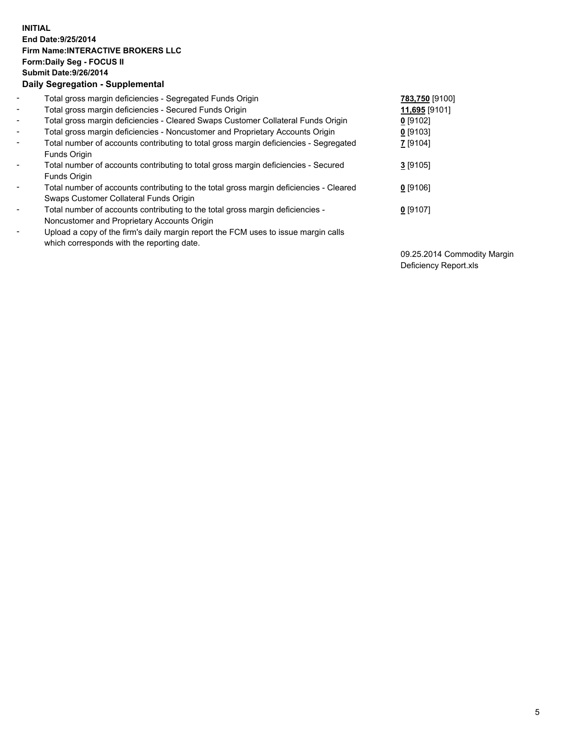**INITIAL**
**End Date:9/25/2014**
**Firm Name:INTERACTIVE BROKERS LLC**
**Form:Daily Seg - FOCUS II**
**Submit Date:9/26/2014**

**Daily Segregation - Supplemental**

| | | |
|---|---|---|
| - | Total gross margin deficiencies - Segregated Funds Origin | **783,750** [9100] |
| - | Total gross margin deficiencies - Secured Funds Origin | **11,695** [9101] |
| - | Total gross margin deficiencies - Cleared Swaps Customer Collateral Funds Origin | **0** [9102] |
| - | Total gross margin deficiencies - Noncustomer and Proprietary Accounts Origin | **0** [9103] |
| - | Total number of accounts contributing to total gross margin deficiencies - Segregated Funds Origin | **7** [9104] |
| - | Total number of accounts contributing to total gross margin deficiencies - Secured Funds Origin | **3** [9105] |
| - | Total number of accounts contributing to the total gross margin deficiencies - Cleared Swaps Customer Collateral Funds Origin | **0** [9106] |
| - | Total number of accounts contributing to the total gross margin deficiencies - Noncustomer and Proprietary Accounts Origin | **0** [9107] |
| - | Upload a copy of the firm's daily margin report the FCM uses to issue margin calls which corresponds with the reporting date. | 09.25.2014 Commodity Margin Deficiency Report.xls |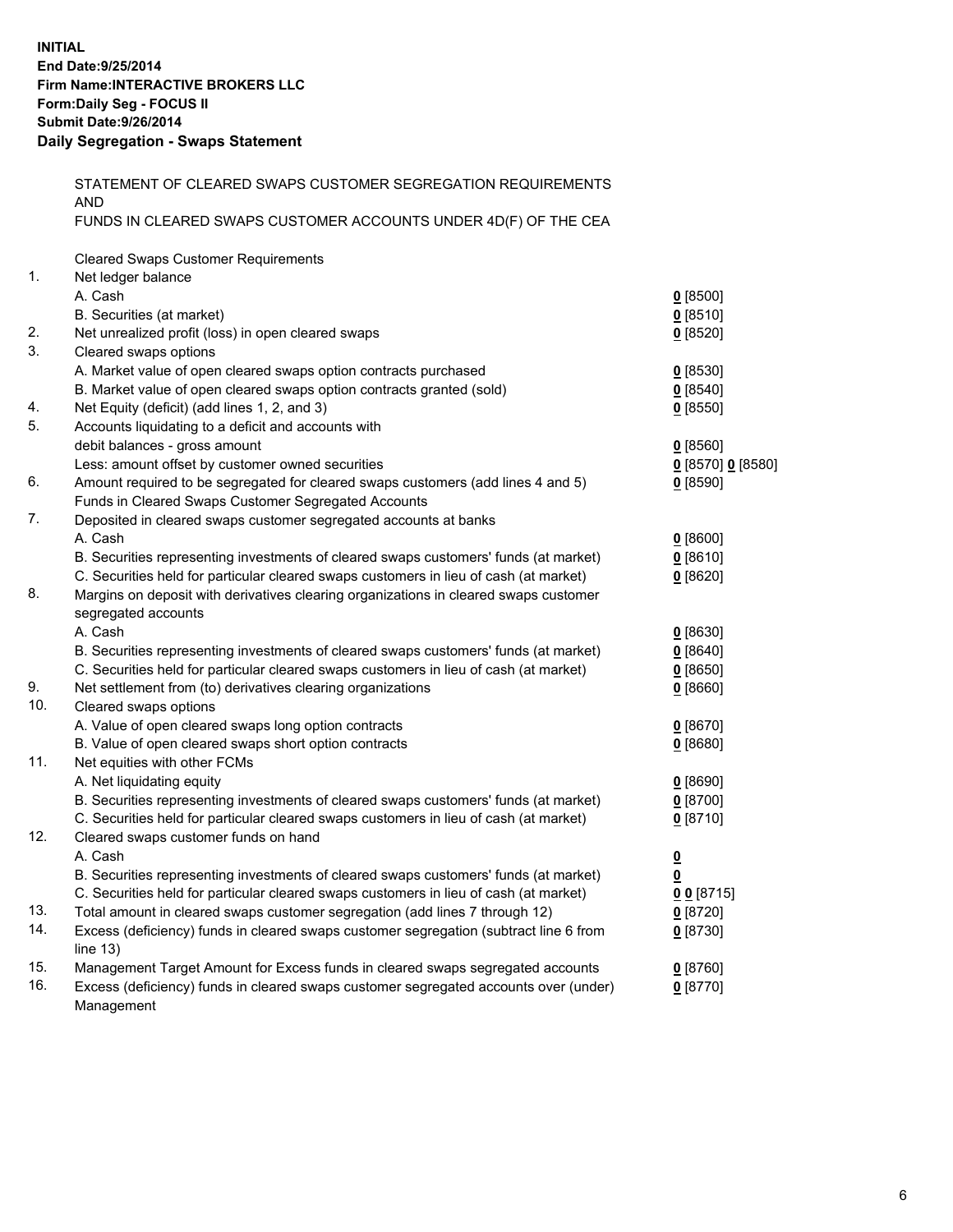**INITIAL**
**End Date:9/25/2014**
**Firm Name:INTERACTIVE BROKERS LLC**
**Form:Daily Seg - FOCUS II**
**Submit Date:9/26/2014**
**Daily Segregation - Swaps Statement**

STATEMENT OF CLEARED SWAPS CUSTOMER SEGREGATION REQUIREMENTS AND FUNDS IN CLEARED SWAPS CUSTOMER ACCOUNTS UNDER 4D(F) OF THE CEA

| | | |
|---|---|---|
| | Cleared Swaps Customer Requirements | |
| 1. | Net ledger balance | |
| | A. Cash | 0 [8500] |
| | B. Securities (at market) | 0 [8510] |
| 2. | Net unrealized profit (loss) in open cleared swaps | 0 [8520] |
| 3. | Cleared swaps options | |
| | A. Market value of open cleared swaps option contracts purchased | 0 [8530] |
| | B. Market value of open cleared swaps option contracts granted (sold) | 0 [8540] |
| 4. | Net Equity (deficit) (add lines 1, 2, and 3) | 0 [8550] |
| 5. | Accounts liquidating to a deficit and accounts with | |
| | debit balances - gross amount | 0 [8560] |
| | Less: amount offset by customer owned securities | 0 [8570] 0 [8580] |
| 6. | Amount required to be segregated for cleared swaps customers (add lines 4 and 5) | 0 [8590] |
| | Funds in Cleared Swaps Customer Segregated Accounts | |
| 7. | Deposited in cleared swaps customer segregated accounts at banks | |
| | A. Cash | 0 [8600] |
| | B. Securities representing investments of cleared swaps customers' funds (at market) | 0 [8610] |
| | C. Securities held for particular cleared swaps customers in lieu of cash (at market) | 0 [8620] |
| 8. | Margins on deposit with derivatives clearing organizations in cleared swaps customer segregated accounts | |
| | A. Cash | 0 [8630] |
| | B. Securities representing investments of cleared swaps customers' funds (at market) | 0 [8640] |
| | C. Securities held for particular cleared swaps customers in lieu of cash (at market) | 0 [8650] |
| 9. | Net settlement from (to) derivatives clearing organizations | 0 [8660] |
| 10. | Cleared swaps options | |
| | A. Value of open cleared swaps long option contracts | 0 [8670] |
| | B. Value of open cleared swaps short option contracts | 0 [8680] |
| 11. | Net equities with other FCMs | |
| | A. Net liquidating equity | 0 [8690] |
| | B. Securities representing investments of cleared swaps customers' funds (at market) | 0 [8700] |
| | C. Securities held for particular cleared swaps customers in lieu of cash (at market) | 0 [8710] |
| 12. | Cleared swaps customer funds on hand | |
| | A. Cash | 0 |
| | B. Securities representing investments of cleared swaps customers' funds (at market) | 0 |
| | C. Securities held for particular cleared swaps customers in lieu of cash (at market) | 0 0 [8715] |
| 13. | Total amount in cleared swaps customer segregation (add lines 7 through 12) | 0 [8720] |
| 14. | Excess (deficiency) funds in cleared swaps customer segregation (subtract line 6 from line 13) | 0 [8730] |
| 15. | Management Target Amount for Excess funds in cleared swaps segregated accounts | 0 [8760] |
| 16. | Excess (deficiency) funds in cleared swaps customer segregated accounts over (under) Management | 0 [8770] |